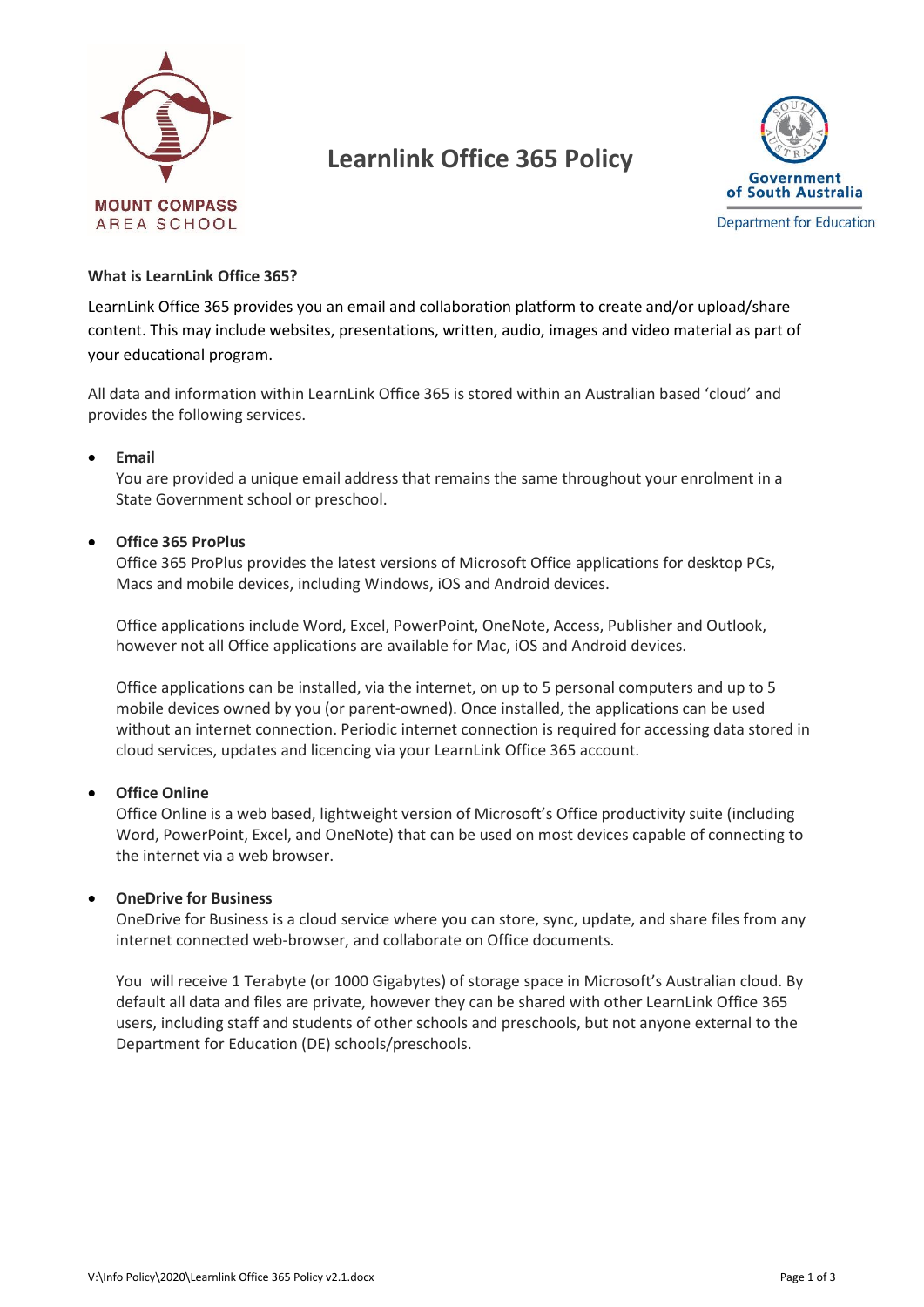MOUNT COMPASS AREA SCHOOL

# Learnlink Office 365 Policy

Government of South Australia
Department for Education

**What is LearnLink Office 365?**

LearnLink Office 365 provides you an email and collaboration platform to create and/or upload/share content. This may include websites, presentations, written, audio, images and video material as part of your educational program.

All data and information within LearnLink Office 365 is stored within an Australian based 'cloud' and provides the following services.

- **Email**
  You are provided a unique email address that remains the same throughout your enrolment in a State Government school or preschool.

- **Office 365 ProPlus**
  Office 365 ProPlus provides the latest versions of Microsoft Office applications for desktop PCs, Macs and mobile devices, including Windows, iOS and Android devices.

  Office applications include Word, Excel, PowerPoint, OneNote, Access, Publisher and Outlook, however not all Office applications are available for Mac, iOS and Android devices.

  Office applications can be installed, via the internet, on up to 5 personal computers and up to 5 mobile devices owned by you (or parent-owned). Once installed, the applications can be used without an internet connection. Periodic internet connection is required for accessing data stored in cloud services, updates and licencing via your LearnLink Office 365 account.

- **Office Online**
  Office Online is a web based, lightweight version of Microsoft's Office productivity suite (including Word, PowerPoint, Excel, and OneNote) that can be used on most devices capable of connecting to the internet via a web browser.

- **OneDrive for Business**
  OneDrive for Business is a cloud service where you can store, sync, update, and share files from any internet connected web-browser, and collaborate on Office documents.

  You will receive 1 Terabyte (or 1000 Gigabytes) of storage space in Microsoft's Australian cloud. By default all data and files are private, however they can be shared with other LearnLink Office 365 users, including staff and students of other schools and preschools, but not anyone external to the Department for Education (DE) schools/preschools.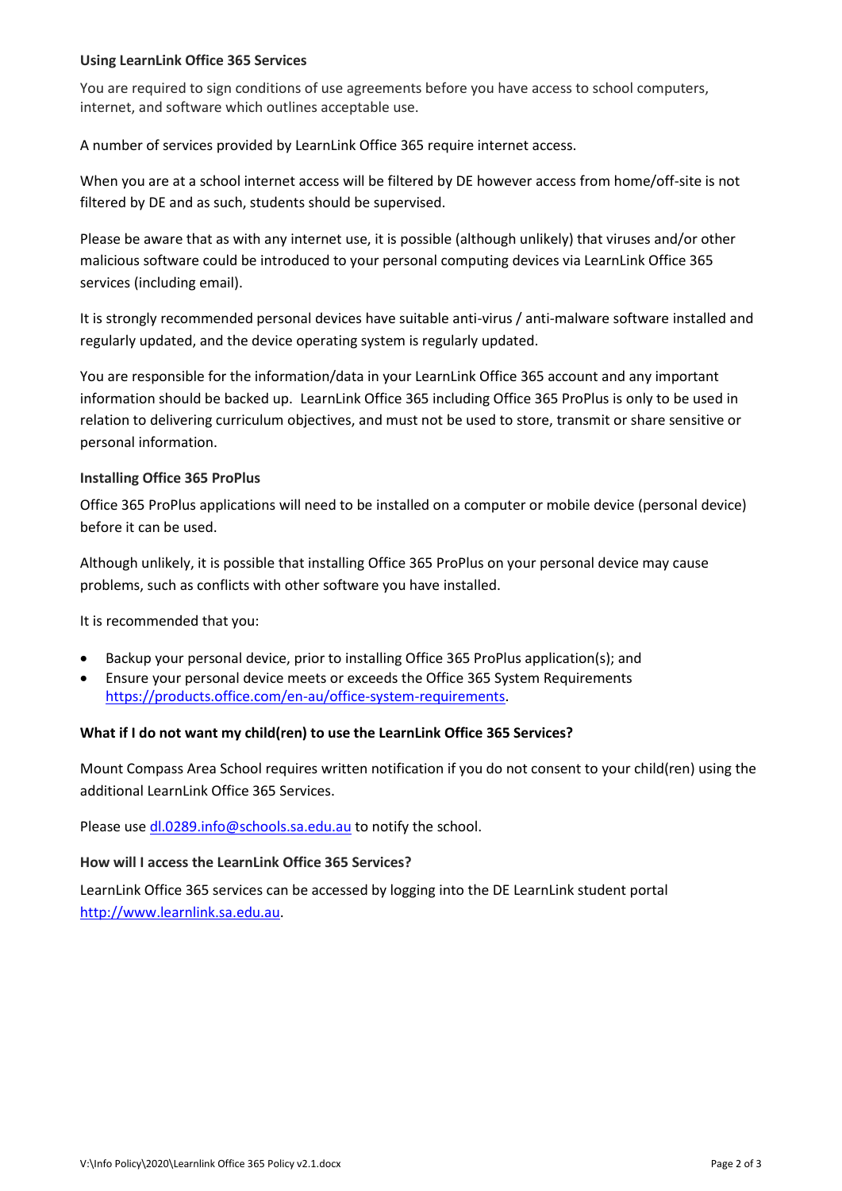**Using LearnLink Office 365 Services**

You are required to sign conditions of use agreements before you have access to school computers, internet, and software which outlines acceptable use.

A number of services provided by LearnLink Office 365 require internet access.

When you are at a school internet access will be filtered by DE however access from home/off-site is not filtered by DE and as such, students should be supervised.

Please be aware that as with any internet use, it is possible (although unlikely) that viruses and/or other malicious software could be introduced to your personal computing devices via LearnLink Office 365 services (including email).

It is strongly recommended personal devices have suitable anti-virus / anti-malware software installed and regularly updated, and the device operating system is regularly updated.

You are responsible for the information/data in your LearnLink Office 365 account and any important information should be backed up. LearnLink Office 365 including Office 365 ProPlus is only to be used in relation to delivering curriculum objectives, and must not be used to store, transmit or share sensitive or personal information.

**Installing Office 365 ProPlus**

Office 365 ProPlus applications will need to be installed on a computer or mobile device (personal device) before it can be used.

Although unlikely, it is possible that installing Office 365 ProPlus on your personal device may cause problems, such as conflicts with other software you have installed.

It is recommended that you:

- Backup your personal device, prior to installing Office 365 ProPlus application(s); and
- Ensure your personal device meets or exceeds the Office 365 System Requirements https://products.office.com/en-au/office-system-requirements.

**What if I do not want my child(ren) to use the LearnLink Office 365 Services?**

Mount Compass Area School requires written notification if you do not consent to your child(ren) using the additional LearnLink Office 365 Services.

Please use dl.0289.info@schools.sa.edu.au to notify the school.

**How will I access the LearnLink Office 365 Services?**

LearnLink Office 365 services can be accessed by logging into the DE LearnLink student portal http://www.learnlink.sa.edu.au.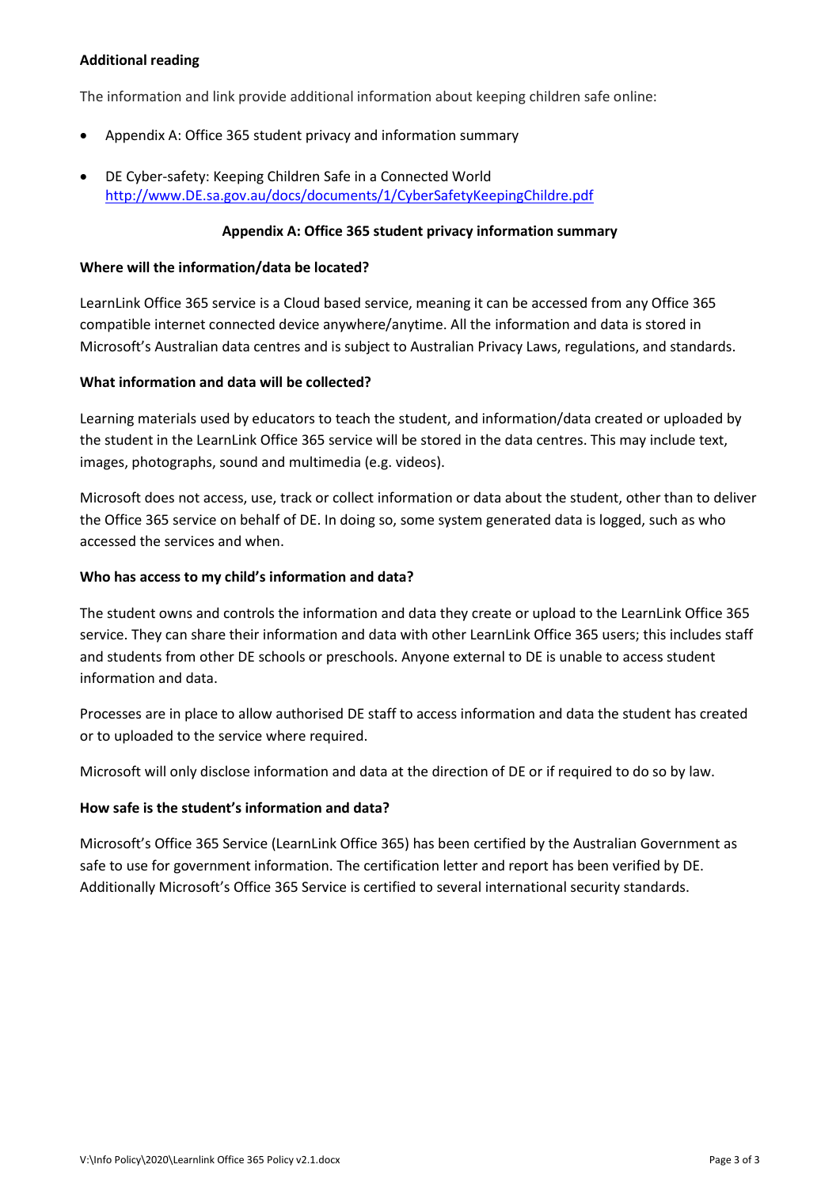**Additional reading**

The information and link provide additional information about keeping children safe online:

- Appendix A: Office 365 student privacy and information summary
- DE Cyber-safety: Keeping Children Safe in a Connected World http://www.DE.sa.gov.au/docs/documents/1/CyberSafetyKeepingChildre.pdf

## Appendix A: Office 365 student privacy information summary

**Where will the information/data be located?**

LearnLink Office 365 service is a Cloud based service, meaning it can be accessed from any Office 365 compatible internet connected device anywhere/anytime. All the information and data is stored in Microsoft's Australian data centres and is subject to Australian Privacy Laws, regulations, and standards.

**What information and data will be collected?**

Learning materials used by educators to teach the student, and information/data created or uploaded by the student in the LearnLink Office 365 service will be stored in the data centres. This may include text, images, photographs, sound and multimedia (e.g. videos).

Microsoft does not access, use, track or collect information or data about the student, other than to deliver the Office 365 service on behalf of DE. In doing so, some system generated data is logged, such as who accessed the services and when.

**Who has access to my child's information and data?**

The student owns and controls the information and data they create or upload to the LearnLink Office 365 service. They can share their information and data with other LearnLink Office 365 users; this includes staff and students from other DE schools or preschools. Anyone external to DE is unable to access student information and data.

Processes are in place to allow authorised DE staff to access information and data the student has created or to uploaded to the service where required.

Microsoft will only disclose information and data at the direction of DE or if required to do so by law.

**How safe is the student's information and data?**

Microsoft's Office 365 Service (LearnLink Office 365) has been certified by the Australian Government as safe to use for government information. The certification letter and report has been verified by DE. Additionally Microsoft's Office 365 Service is certified to several international security standards.